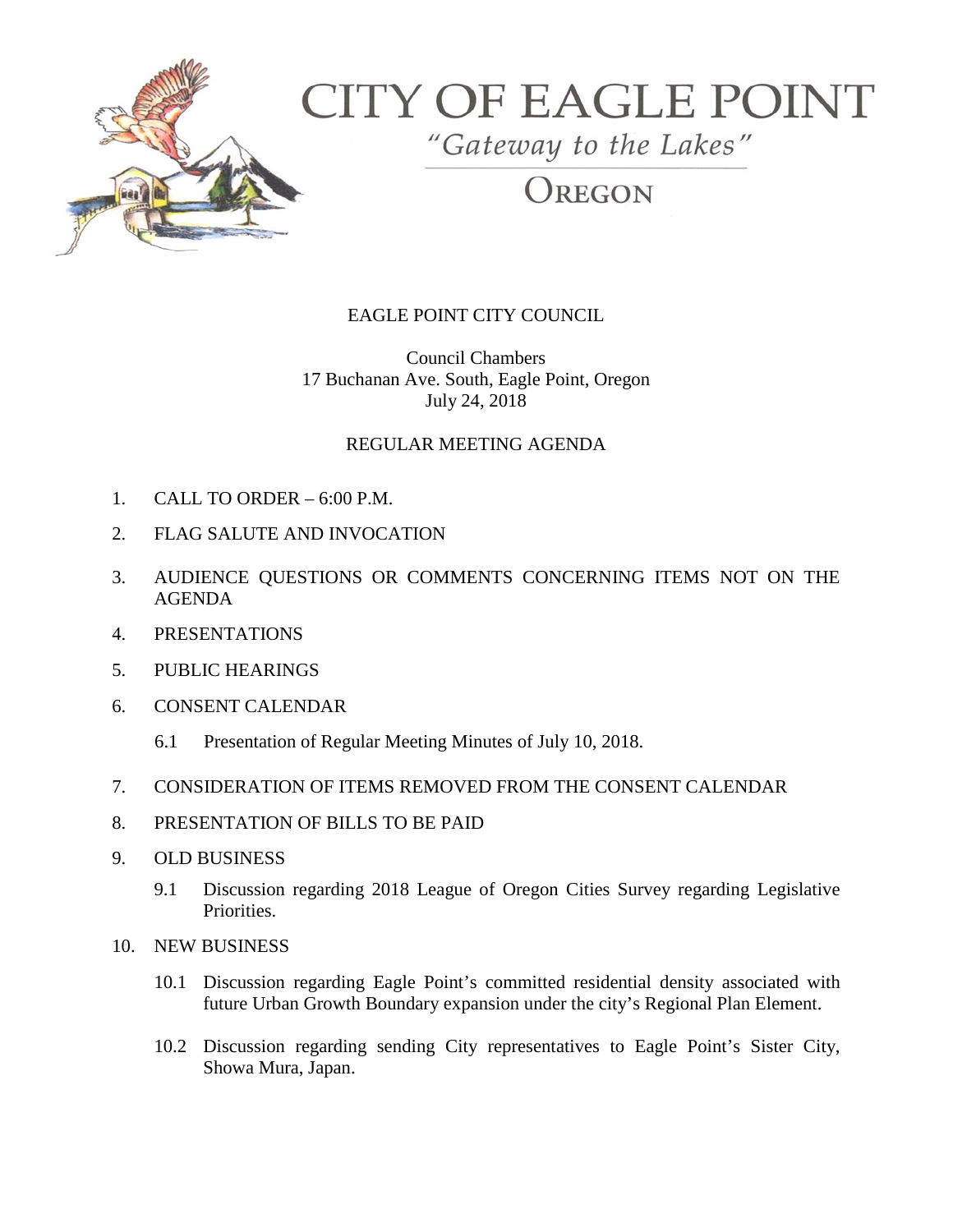# CITY OF EAGLE POINT

*"Gateway to the Lakes"*

OREGON

## EAGLE POINT CITY COUNCIL

Council Chambers
17 Buchanan Ave. South, Eagle Point, Oregon
July 24, 2018

## REGULAR MEETING AGENDA

1. CALL TO ORDER – 6:00 P.M.
2. FLAG SALUTE AND INVOCATION
3. AUDIENCE QUESTIONS OR COMMENTS CONCERNING ITEMS NOT ON THE AGENDA
4. PRESENTATIONS
5. PUBLIC HEARINGS
6. CONSENT CALENDAR
   - 6.1 Presentation of Regular Meeting Minutes of July 10, 2018.
7. CONSIDERATION OF ITEMS REMOVED FROM THE CONSENT CALENDAR
8. PRESENTATION OF BILLS TO BE PAID
9. OLD BUSINESS
   - 9.1 Discussion regarding 2018 League of Oregon Cities Survey regarding Legislative Priorities.
10. NEW BUSINESS
    - 10.1 Discussion regarding Eagle Point's committed residential density associated with future Urban Growth Boundary expansion under the city's Regional Plan Element.
    - 10.2 Discussion regarding sending City representatives to Eagle Point's Sister City, Showa Mura, Japan.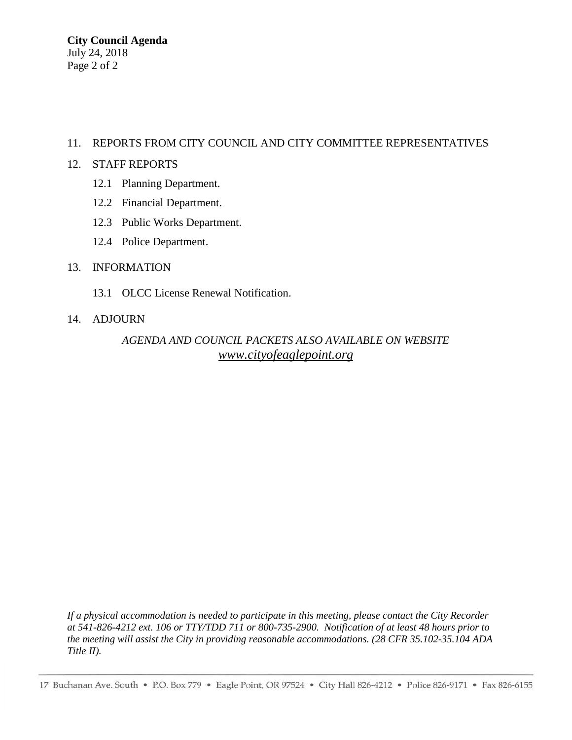11. REPORTS FROM CITY COUNCIL AND CITY COMMITTEE REPRESENTATIVES

12. STAFF REPORTS

    12.1 Planning Department.

    12.2 Financial Department.

    12.3 Public Works Department.

    12.4 Police Department.

13. INFORMATION

    13.1 OLCC License Renewal Notification.

14. ADJOURN

*AGENDA AND COUNCIL PACKETS ALSO AVAILABLE ON WEBSITE*
*www.cityofeaglepoint.org*

*If a physical accommodation is needed to participate in this meeting, please contact the City Recorder at 541-826-4212 ext. 106 or TTY/TDD 711 or 800-735-2900. Notification of at least 48 hours prior to the meeting will assist the City in providing reasonable accommodations. (28 CFR 35.102-35.104 ADA Title II).*

17 Buchanan Ave. South • P.O. Box 779 • Eagle Point, OR 97524 • City Hall 826-4212 • Police 826-9171 • Fax 826-6155